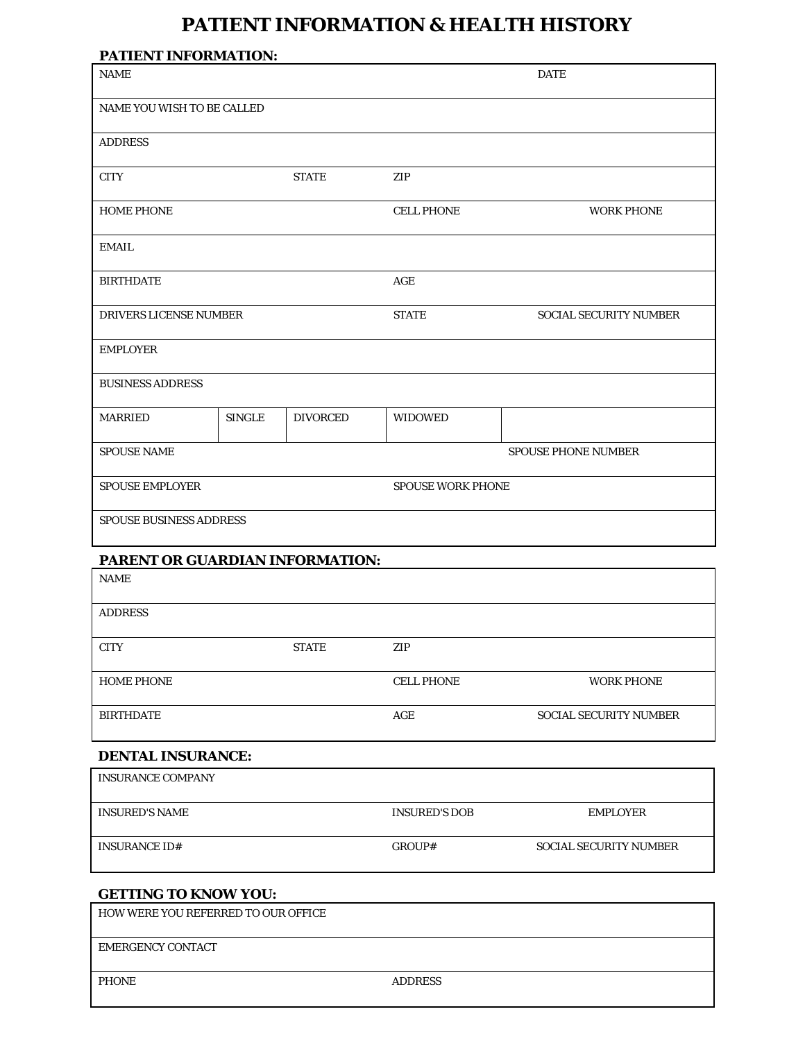# PATIENT INFORMATION & HEALTH HISTORY

## PATIENT INFORMATION:

| | | | | |
|---|---|---|---|---|
| NAME | | | | DATE |
| NAME YOU WISH TO BE CALLED | | | | |
| ADDRESS | | | | |
| CITY | | STATE | ZIP | |
| HOME PHONE | | | CELL PHONE | WORK PHONE |
| EMAIL | | | | |
| BIRTHDATE | | | AGE | |
| DRIVERS LICENSE NUMBER | | | STATE | SOCIAL SECURITY NUMBER |
| EMPLOYER | | | | |
| BUSINESS ADDRESS | | | | |
| MARRIED | SINGLE | DIVORCED | WIDOWED | |
| SPOUSE NAME | | | | SPOUSE PHONE NUMBER |
| SPOUSE EMPLOYER | | | SPOUSE WORK PHONE | |
| SPOUSE BUSINESS ADDRESS | | | | |

## PARENT OR GUARDIAN INFORMATION:

| | | | |
|---|---|---|---|
| NAME | | | |
| ADDRESS | | | |
| CITY | STATE | ZIP | |
| HOME PHONE | | CELL PHONE | WORK PHONE |
| BIRTHDATE | | AGE | SOCIAL SECURITY NUMBER |

## DENTAL INSURANCE:

| | | |
|---|---|---|
| INSURANCE COMPANY | | |
| INSURED'S NAME | INSURED'S DOB | EMPLOYER |
| INSURANCE ID# | GROUP# | SOCIAL SECURITY NUMBER |

## GETTING TO KNOW YOU:

| | |
|---|---|
| HOW WERE YOU REFERRED TO OUR OFFICE | |
| EMERGENCY CONTACT | |
| PHONE | ADDRESS |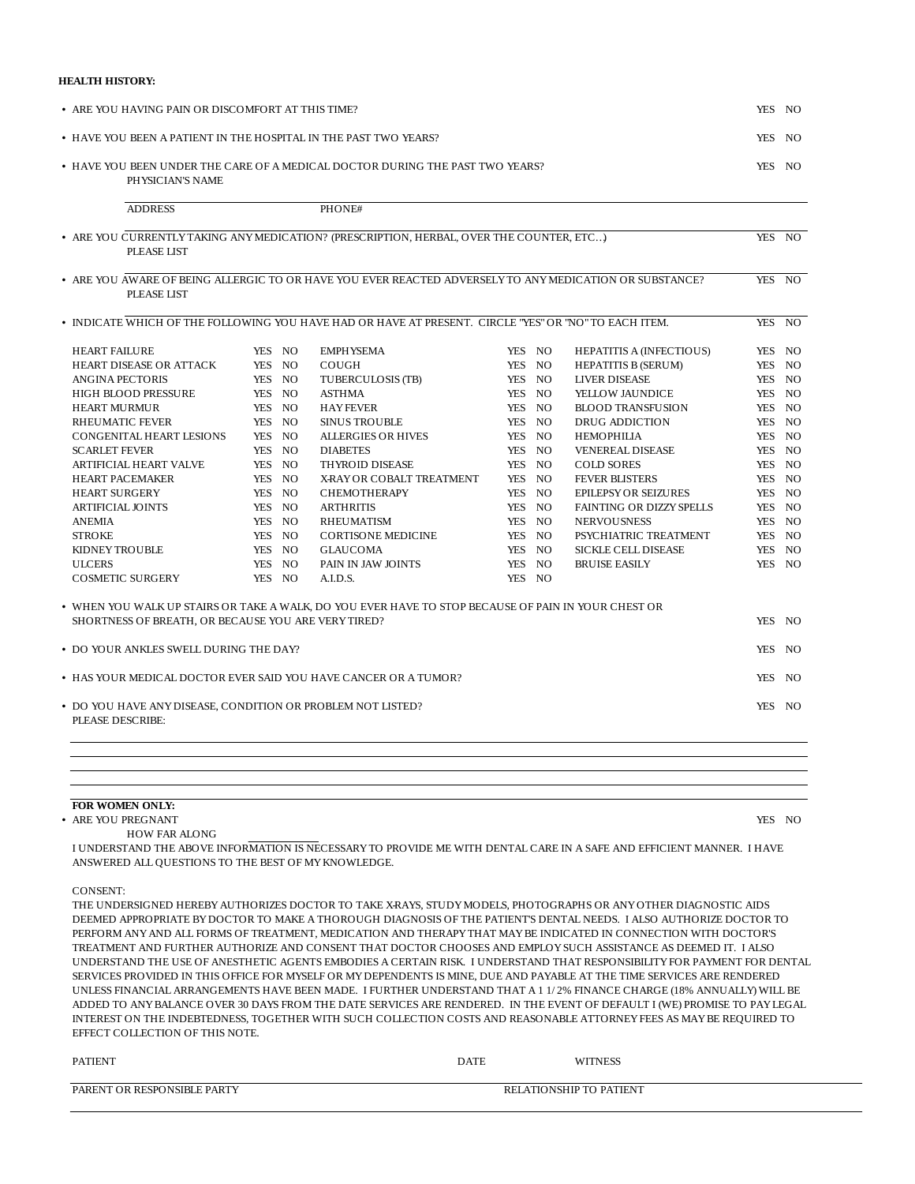**HEALTH HISTORY:**

- ARE YOU HAVING PAIN OR DISCOMFORT AT THIS TIME? YES NO
- HAVE YOU BEEN A PATIENT IN THE HOSPITAL IN THE PAST TWO YEARS? YES NO
- HAVE YOU BEEN UNDER THE CARE OF A MEDICAL DOCTOR DURING THE PAST TWO YEARS? YES NO
  PHYSICIAN'S NAME
  ADDRESS PHONE#
- ARE YOU CURRENTLY TAKING ANY MEDICATION? (PRESCRIPTION, HERBAL, OVER THE COUNTER, ETC…) YES NO
  PLEASE LIST
- ARE YOU AWARE OF BEING ALLERGIC TO OR HAVE YOU EVER REACTED ADVERSELY TO ANY MEDICATION OR SUBSTANCE? YES NO
  PLEASE LIST
- INDICATE WHICH OF THE FOLLOWING YOU HAVE HAD OR HAVE AT PRESENT. CIRCLE "YES" OR "NO" TO EACH ITEM. YES NO

| | | | | | |
|---|---|---|---|---|---|
| HEART FAILURE | YES NO | EMPHYSEMA | YES NO | HEPATITIS A (INFECTIOUS) | YES NO |
| HEART DISEASE OR ATTACK | YES NO | COUGH | YES NO | HEPATITIS B (SERUM) | YES NO |
| ANGINA PECTORIS | YES NO | TUBERCULOSIS (TB) | YES NO | LIVER DISEASE | YES NO |
| HIGH BLOOD PRESSURE | YES NO | ASTHMA | YES NO | YELLOW JAUNDICE | YES NO |
| HEART MURMUR | YES NO | HAY FEVER | YES NO | BLOOD TRANSFUSION | YES NO |
| RHEUMATIC FEVER | YES NO | SINUS TROUBLE | YES NO | DRUG ADDICTION | YES NO |
| CONGENITAL HEART LESIONS | YES NO | ALLERGIES OR HIVES | YES NO | HEMOPHILIA | YES NO |
| SCARLET FEVER | YES NO | DIABETES | YES NO | VENEREAL DISEASE | YES NO |
| ARTIFICIAL HEART VALVE | YES NO | THYROID DISEASE | YES NO | COLD SORES | YES NO |
| HEART PACEMAKER | YES NO | X-RAY OR COBALT TREATMENT | YES NO | FEVER BLISTERS | YES NO |
| HEART SURGERY | YES NO | CHEMOTHERAPY | YES NO | EPILEPSY OR SEIZURES | YES NO |
| ARTIFICIAL JOINTS | YES NO | ARTHRITIS | YES NO | FAINTING OR DIZZY SPELLS | YES NO |
| ANEMIA | YES NO | RHEUMATISM | YES NO | NERVOUSNESS | YES NO |
| STROKE | YES NO | CORTISONE MEDICINE | YES NO | PSYCHIATRIC TREATMENT | YES NO |
| KIDNEY TROUBLE | YES NO | GLAUCOMA | YES NO | SICKLE CELL DISEASE | YES NO |
| ULCERS | YES NO | PAIN IN JAW JOINTS | YES NO | BRUISE EASILY | YES NO |
| COSMETIC SURGERY | YES NO | A.I.D.S. | YES NO | | |

- WHEN YOU WALK UP STAIRS OR TAKE A WALK, DO YOU EVER HAVE TO STOP BECAUSE OF PAIN IN YOUR CHEST OR SHORTNESS OF BREATH, OR BECAUSE YOU ARE VERY TIRED? YES NO
- DO YOUR ANKLES SWELL DURING THE DAY? YES NO
- HAS YOUR MEDICAL DOCTOR EVER SAID YOU HAVE CANCER OR A TUMOR? YES NO
- DO YOU HAVE ANY DISEASE, CONDITION OR PROBLEM NOT LISTED? YES NO
  PLEASE DESCRIBE:

**FOR WOMEN ONLY:**

- ARE YOU PREGNANT YES NO
  HOW FAR ALONG

I UNDERSTAND THE ABOVE INFORMATION IS NECESSARY TO PROVIDE ME WITH DENTAL CARE IN A SAFE AND EFFICIENT MANNER. I HAVE ANSWERED ALL QUESTIONS TO THE BEST OF MY KNOWLEDGE.

CONSENT:

THE UNDERSIGNED HEREBY AUTHORIZES DOCTOR TO TAKE X-RAYS, STUDY MODELS, PHOTOGRAPHS OR ANY OTHER DIAGNOSTIC AIDS DEEMED APPROPRIATE BY DOCTOR TO MAKE A THOROUGH DIAGNOSIS OF THE PATIENT'S DENTAL NEEDS. I ALSO AUTHORIZE DOCTOR TO PERFORM ANY AND ALL FORMS OF TREATMENT, MEDICATION AND THERAPY THAT MAY BE INDICATED IN CONNECTION WITH DOCTOR'S TREATMENT AND FURTHER AUTHORIZE AND CONSENT THAT DOCTOR CHOOSES AND EMPLOY SUCH ASSISTANCE AS DEEMED IT. I ALSO UNDERSTAND THE USE OF ANESTHETIC AGENTS EMBODIES A CERTAIN RISK. I UNDERSTAND THAT RESPONSIBILITY FOR PAYMENT FOR DENTAL SERVICES PROVIDED IN THIS OFFICE FOR MYSELF OR MY DEPENDENTS IS MINE, DUE AND PAYABLE AT THE TIME SERVICES ARE RENDERED UNLESS FINANCIAL ARRANGEMENTS HAVE BEEN MADE. I FURTHER UNDERSTAND THAT A 1 1/2% FINANCE CHARGE (18% ANNUALLY) WILL BE ADDED TO ANY BALANCE OVER 30 DAYS FROM THE DATE SERVICES ARE RENDERED. IN THE EVENT OF DEFAULT I (WE) PROMISE TO PAY LEGAL INTEREST ON THE INDEBTEDNESS, TOGETHER WITH SUCH COLLECTION COSTS AND REASONABLE ATTORNEY FEES AS MAY BE REQUIRED TO EFFECT COLLECTION OF THIS NOTE.

PATIENT DATE WITNESS

PARENT OR RESPONSIBLE PARTY RELATIONSHIP TO PATIENT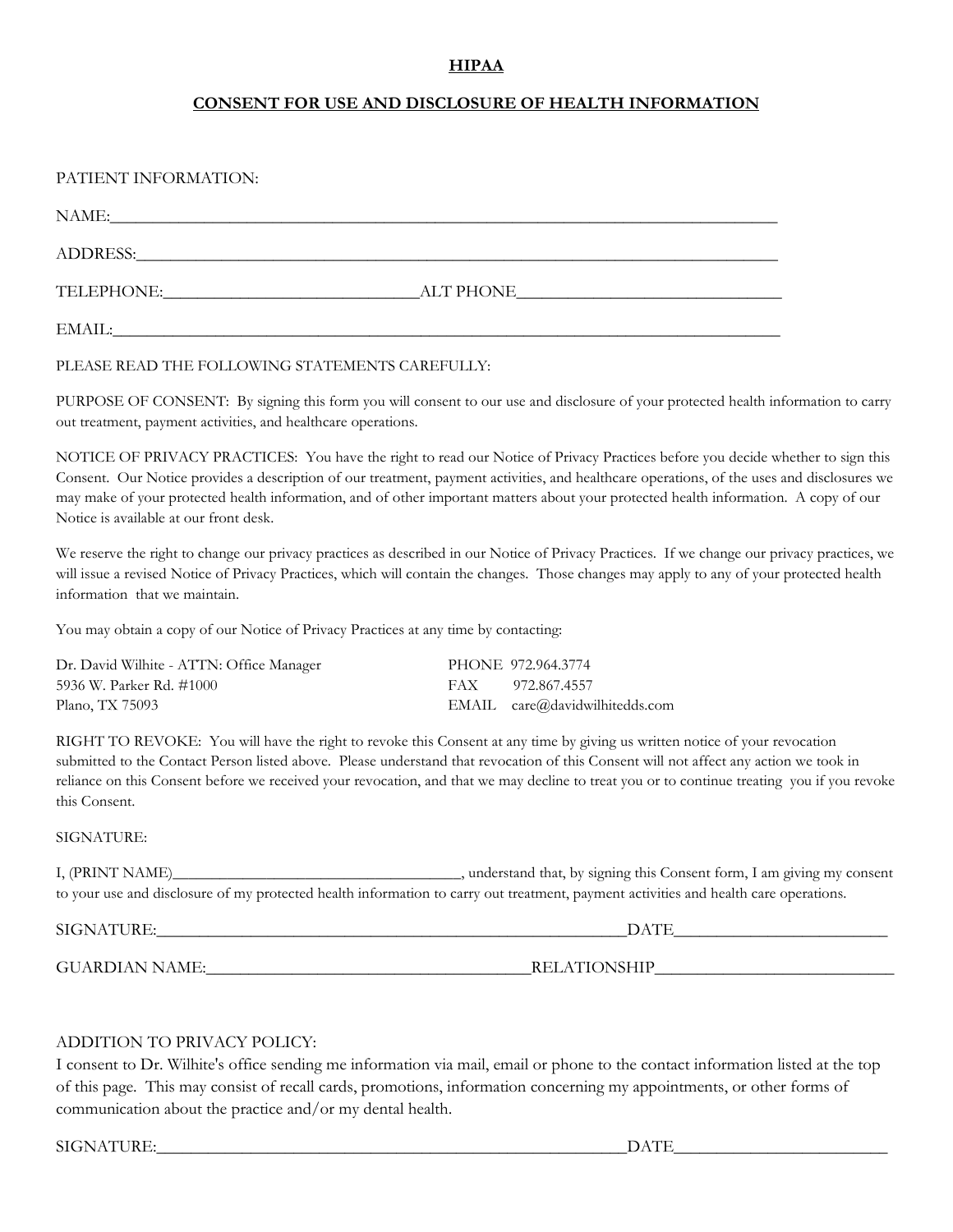# HIPAA

## CONSENT FOR USE AND DISCLOSURE OF HEALTH INFORMATION

PATIENT INFORMATION:

NAME:______________________________________________________________________________

ADDRESS:___________________________________________________________________________

TELEPHONE:____________________________ALT PHONE_____________________________

EMAIL:______________________________________________________________________________

PLEASE READ THE FOLLOWING STATEMENTS CAREFULLY:

PURPOSE OF CONSENT: By signing this form you will consent to our use and disclosure of your protected health information to carry out treatment, payment activities, and healthcare operations.

NOTICE OF PRIVACY PRACTICES: You have the right to read our Notice of Privacy Practices before you decide whether to sign this Consent. Our Notice provides a description of our treatment, payment activities, and healthcare operations, of the uses and disclosures we may make of your protected health information, and of other important matters about your protected health information. A copy of our Notice is available at our front desk.

We reserve the right to change our privacy practices as described in our Notice of Privacy Practices. If we change our privacy practices, we will issue a revised Notice of Privacy Practices, which will contain the changes. Those changes may apply to any of your protected health information that we maintain.

You may obtain a copy of our Notice of Privacy Practices at any time by contacting:

Dr. David Wilhite - ATTN: Office Manager
5936 W. Parker Rd. #1000
Plano, TX 75093

PHONE 972.964.3774
FAX 972.867.4557
EMAIL care@davidwilhitedds.com

RIGHT TO REVOKE: You will have the right to revoke this Consent at any time by giving us written notice of your revocation submitted to the Contact Person listed above. Please understand that revocation of this Consent will not affect any action we took in reliance on this Consent before we received your revocation, and that we may decline to treat you or to continue treating you if you revoke this Consent.

SIGNATURE:

I, (PRINT NAME)___________________________________, understand that, by signing this Consent form, I am giving my consent to your use and disclosure of my protected health information to carry out treatment, payment activities and health care operations.

SIGNATURE:_______________________________________________________DATE________________________

GUARDIAN NAME:____________________________________RELATIONSHIP___________________________

ADDITION TO PRIVACY POLICY:

I consent to Dr. Wilhite's office sending me information via mail, email or phone to the contact information listed at the top of this page. This may consist of recall cards, promotions, information concerning my appointments, or other forms of communication about the practice and/or my dental health.

SIGNATURE:_______________________________________________________DATE________________________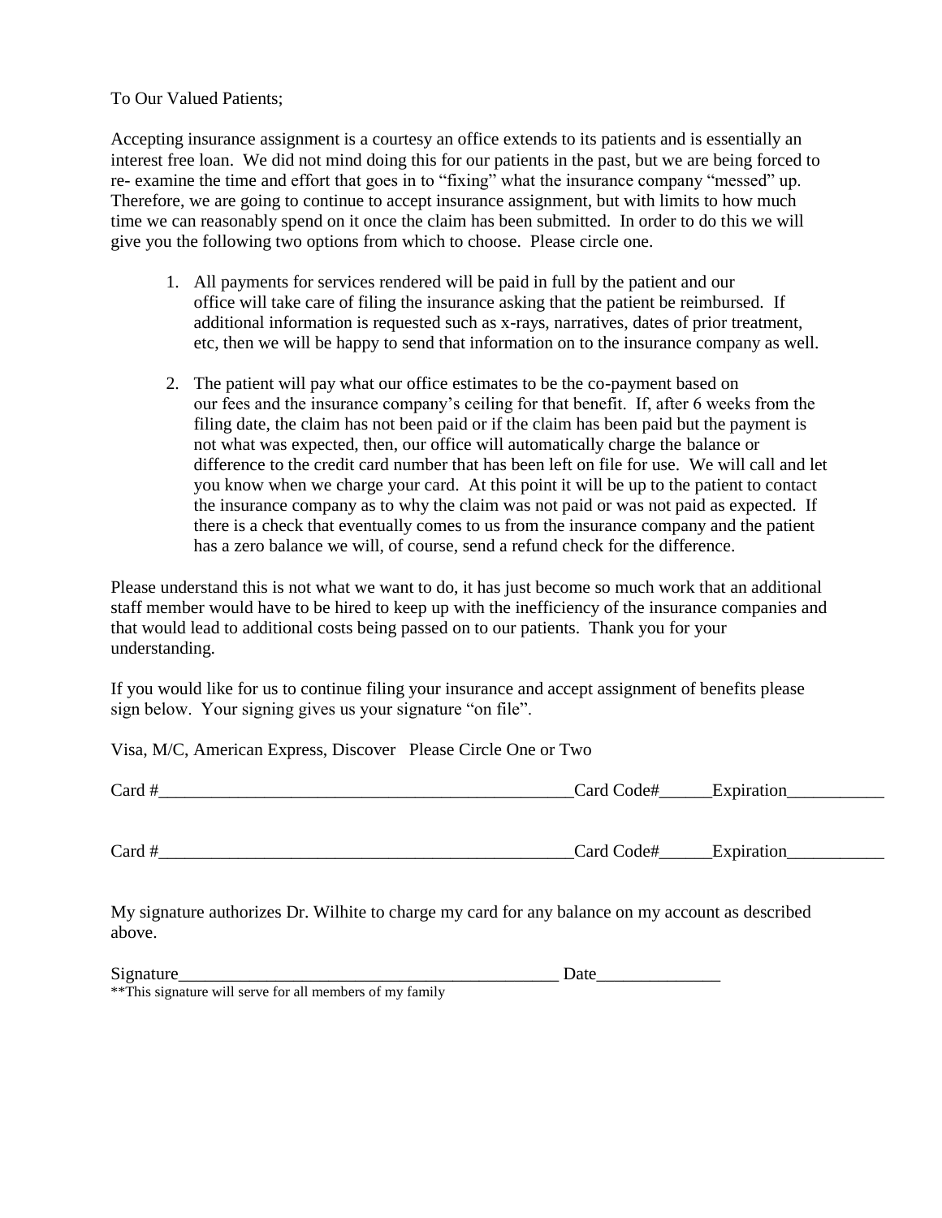To Our Valued Patients;

Accepting insurance assignment is a courtesy an office extends to its patients and is essentially an interest free loan. We did not mind doing this for our patients in the past, but we are being forced to re- examine the time and effort that goes in to "fixing" what the insurance company "messed" up. Therefore, we are going to continue to accept insurance assignment, but with limits to how much time we can reasonably spend on it once the claim has been submitted. In order to do this we will give you the following two options from which to choose. Please circle one.

1. All payments for services rendered will be paid in full by the patient and our office will take care of filing the insurance asking that the patient be reimbursed. If additional information is requested such as x-rays, narratives, dates of prior treatment, etc, then we will be happy to send that information on to the insurance company as well.

2. The patient will pay what our office estimates to be the co-payment based on our fees and the insurance company's ceiling for that benefit. If, after 6 weeks from the filing date, the claim has not been paid or if the claim has been paid but the payment is not what was expected, then, our office will automatically charge the balance or difference to the credit card number that has been left on file for use. We will call and let you know when we charge your card. At this point it will be up to the patient to contact the insurance company as to why the claim was not paid or was not paid as expected. If there is a check that eventually comes to us from the insurance company and the patient has a zero balance we will, of course, send a refund check for the difference.

Please understand this is not what we want to do, it has just become so much work that an additional staff member would have to be hired to keep up with the inefficiency of the insurance companies and that would lead to additional costs being passed on to our patients. Thank you for your understanding.

If you would like for us to continue filing your insurance and accept assignment of benefits please sign below. Your signing gives us your signature "on file".

Visa, M/C, American Express, Discover Please Circle One or Two

Card #_________________________________________________Card Code#______Expiration___________

Card #_________________________________________________Card Code#______Expiration___________

My signature authorizes Dr. Wilhite to charge my card for any balance on my account as described above.

Signature____________________________________________ Date______________

**This signature will serve for all members of my family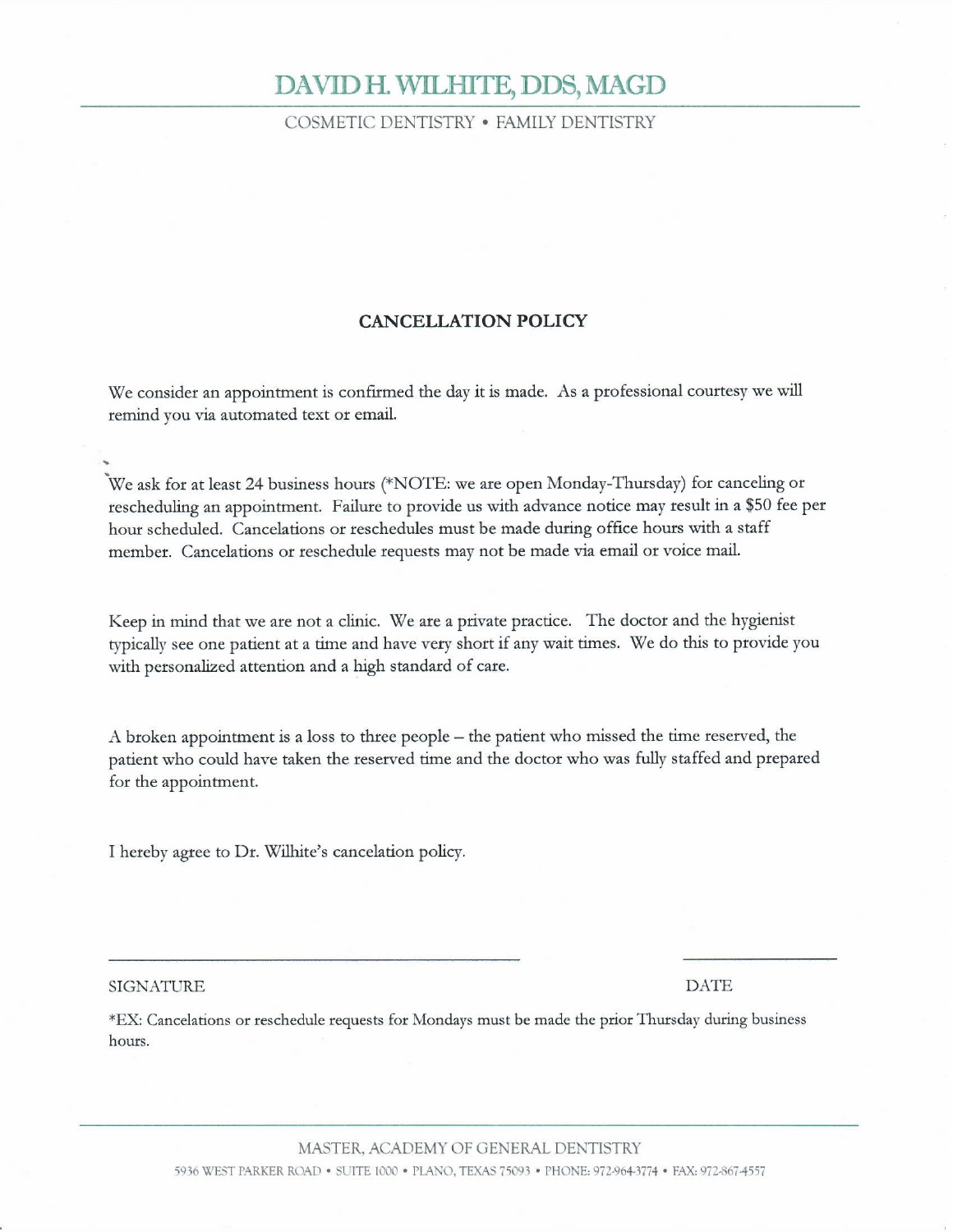# DAVID H. WILHITE, DDS, MAGD

COSMETIC DENTISTRY • FAMILY DENTISTRY

## CANCELLATION POLICY

We consider an appointment is confirmed the day it is made. As a professional courtesy we will remind you via automated text or email.

We ask for at least 24 business hours (*NOTE: we are open Monday-Thursday) for canceling or rescheduling an appointment. Failure to provide us with advance notice may result in a $50 fee per hour scheduled. Cancelations or reschedules must be made during office hours with a staff member. Cancelations or reschedule requests may not be made via email or voice mail.

Keep in mind that we are not a clinic. We are a private practice. The doctor and the hygienist typically see one patient at a time and have very short if any wait times. We do this to provide you with personalized attention and a high standard of care.

A broken appointment is a loss to three people – the patient who missed the time reserved, the patient who could have taken the reserved time and the doctor who was fully staffed and prepared for the appointment.

I hereby agree to Dr. Wilhite's cancelation policy.

SIGNATURE ______________________________ DATE ______________

*EX: Cancelations or reschedule requests for Mondays must be made the prior Thursday during business hours.

MASTER, ACADEMY OF GENERAL DENTISTRY

5936 WEST PARKER ROAD • SUITE 1000 • PLANO, TEXAS 75093 • PHONE: 972-964-3774 • FAX: 972-867-4557